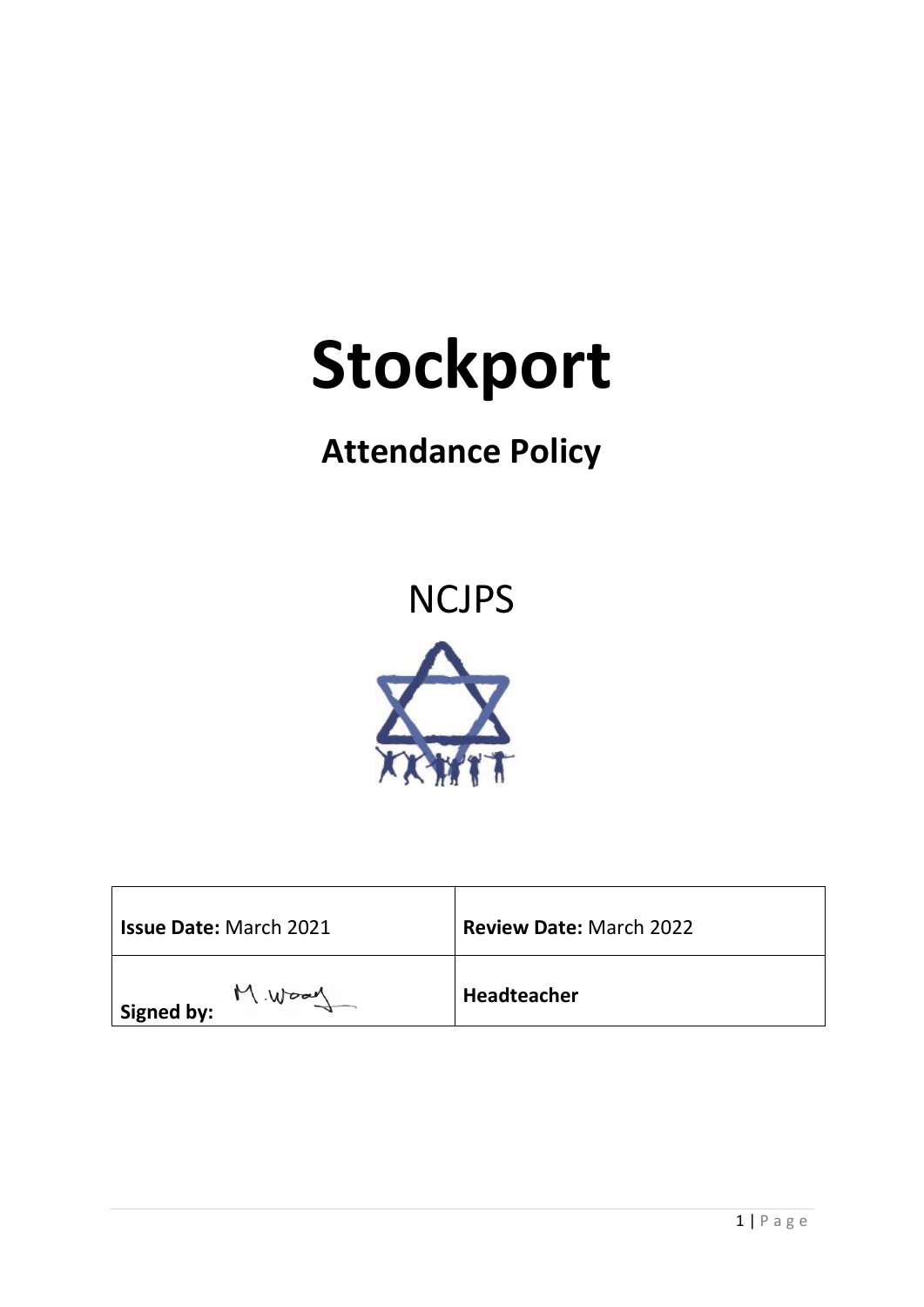# Stockport

## Attendance Policy

NCJPS

| Issue Date: March 2021 | Review Date: March 2022 |
|---|---|
| Signed by: M. Wood | Headteacher |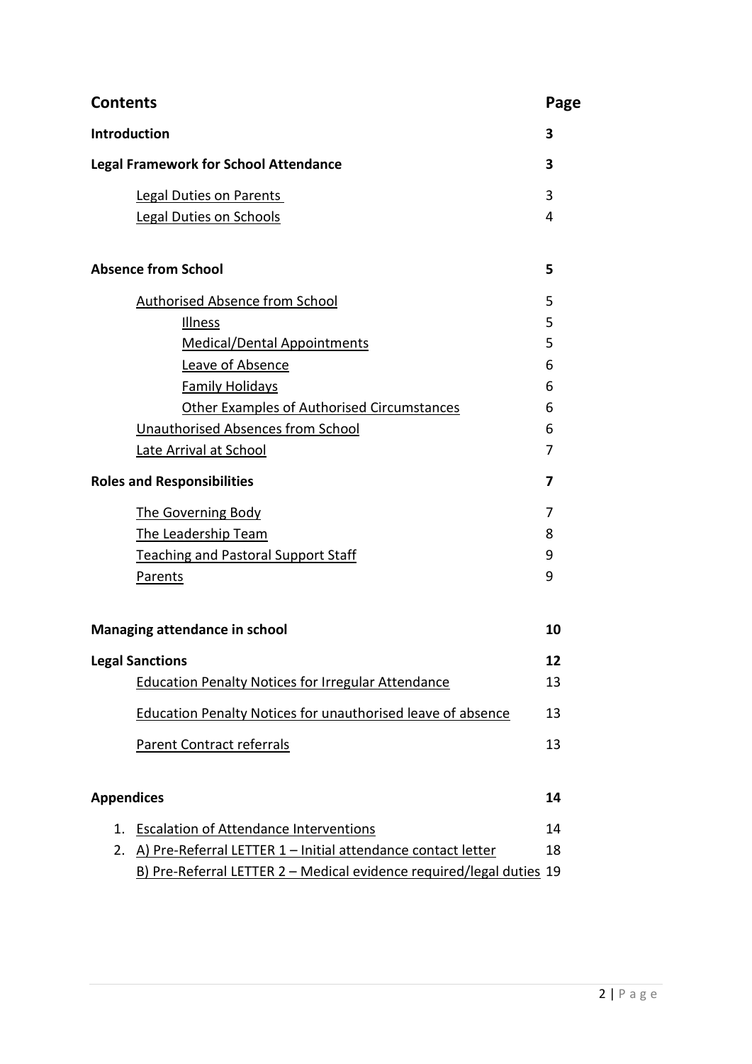# Contents

| Contents | Page |
|---|---|
| **Introduction** | **3** |
| **Legal Framework for School Attendance** | **3** |
| Legal Duties on Parents | 3 |
| Legal Duties on Schools | 4 |
| **Absence from School** | **5** |
| Authorised Absence from School | 5 |
| Illness | 5 |
| Medical/Dental Appointments | 5 |
| Leave of Absence | 6 |
| Family Holidays | 6 |
| Other Examples of Authorised Circumstances | 6 |
| Unauthorised Absences from School | 6 |
| Late Arrival at School | 7 |
| **Roles and Responsibilities** | **7** |
| The Governing Body | 7 |
| The Leadership Team | 8 |
| Teaching and Pastoral Support Staff | 9 |
| Parents | 9 |
| **Managing attendance in school** | **10** |
| **Legal Sanctions** | **12** |
| Education Penalty Notices for Irregular Attendance | 13 |
| Education Penalty Notices for unauthorised leave of absence | 13 |
| Parent Contract referrals | 13 |
| **Appendices** | **14** |
| 1. Escalation of Attendance Interventions | 14 |
| 2. A) Pre-Referral LETTER 1 – Initial attendance contact letter | 18 |
| B) Pre-Referral LETTER 2 – Medical evidence required/legal duties | 19 |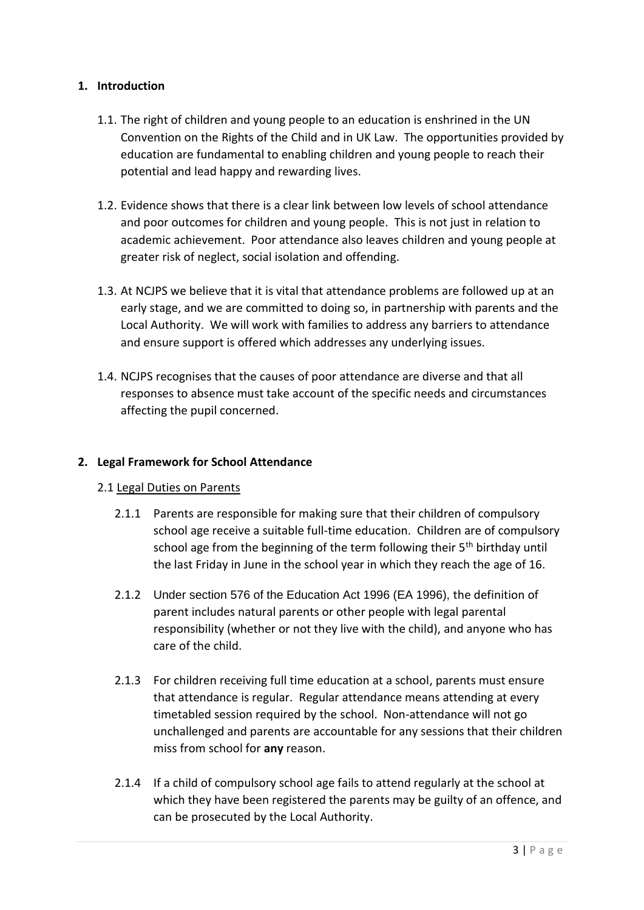## 1. Introduction

1.1. The right of children and young people to an education is enshrined in the UN Convention on the Rights of the Child and in UK Law. The opportunities provided by education are fundamental to enabling children and young people to reach their potential and lead happy and rewarding lives.

1.2. Evidence shows that there is a clear link between low levels of school attendance and poor outcomes for children and young people. This is not just in relation to academic achievement. Poor attendance also leaves children and young people at greater risk of neglect, social isolation and offending.

1.3. At NCJPS we believe that it is vital that attendance problems are followed up at an early stage, and we are committed to doing so, in partnership with parents and the Local Authority. We will work with families to address any barriers to attendance and ensure support is offered which addresses any underlying issues.

1.4. NCJPS recognises that the causes of poor attendance are diverse and that all responses to absence must take account of the specific needs and circumstances affecting the pupil concerned.

## 2. Legal Framework for School Attendance

2.1 Legal Duties on Parents

2.1.1 Parents are responsible for making sure that their children of compulsory school age receive a suitable full-time education. Children are of compulsory school age from the beginning of the term following their 5th birthday until the last Friday in June in the school year in which they reach the age of 16.

2.1.2 Under section 576 of the Education Act 1996 (EA 1996), the definition of parent includes natural parents or other people with legal parental responsibility (whether or not they live with the child), and anyone who has care of the child.

2.1.3 For children receiving full time education at a school, parents must ensure that attendance is regular. Regular attendance means attending at every timetabled session required by the school. Non-attendance will not go unchallenged and parents are accountable for any sessions that their children miss from school for **any** reason.

2.1.4 If a child of compulsory school age fails to attend regularly at the school at which they have been registered the parents may be guilty of an offence, and can be prosecuted by the Local Authority.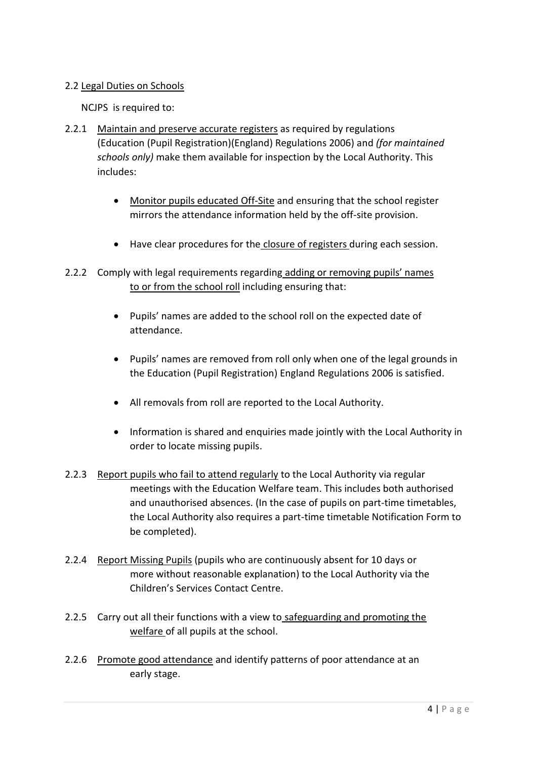## 2.2 Legal Duties on Schools

NCJPS is required to:

2.2.1 Maintain and preserve accurate registers as required by regulations (Education (Pupil Registration)(England) Regulations 2006) and *(for maintained schools only)* make them available for inspection by the Local Authority. This includes:

- Monitor pupils educated Off-Site and ensuring that the school register mirrors the attendance information held by the off-site provision.
- Have clear procedures for the closure of registers during each session.

2.2.2 Comply with legal requirements regarding adding or removing pupils' names to or from the school roll including ensuring that:

- Pupils' names are added to the school roll on the expected date of attendance.
- Pupils' names are removed from roll only when one of the legal grounds in the Education (Pupil Registration) England Regulations 2006 is satisfied.
- All removals from roll are reported to the Local Authority.
- Information is shared and enquiries made jointly with the Local Authority in order to locate missing pupils.

2.2.3 Report pupils who fail to attend regularly to the Local Authority via regular meetings with the Education Welfare team. This includes both authorised and unauthorised absences. (In the case of pupils on part-time timetables, the Local Authority also requires a part-time timetable Notification Form to be completed).

2.2.4 Report Missing Pupils (pupils who are continuously absent for 10 days or more without reasonable explanation) to the Local Authority via the Children's Services Contact Centre.

2.2.5 Carry out all their functions with a view to safeguarding and promoting the welfare of all pupils at the school.

2.2.6 Promote good attendance and identify patterns of poor attendance at an early stage.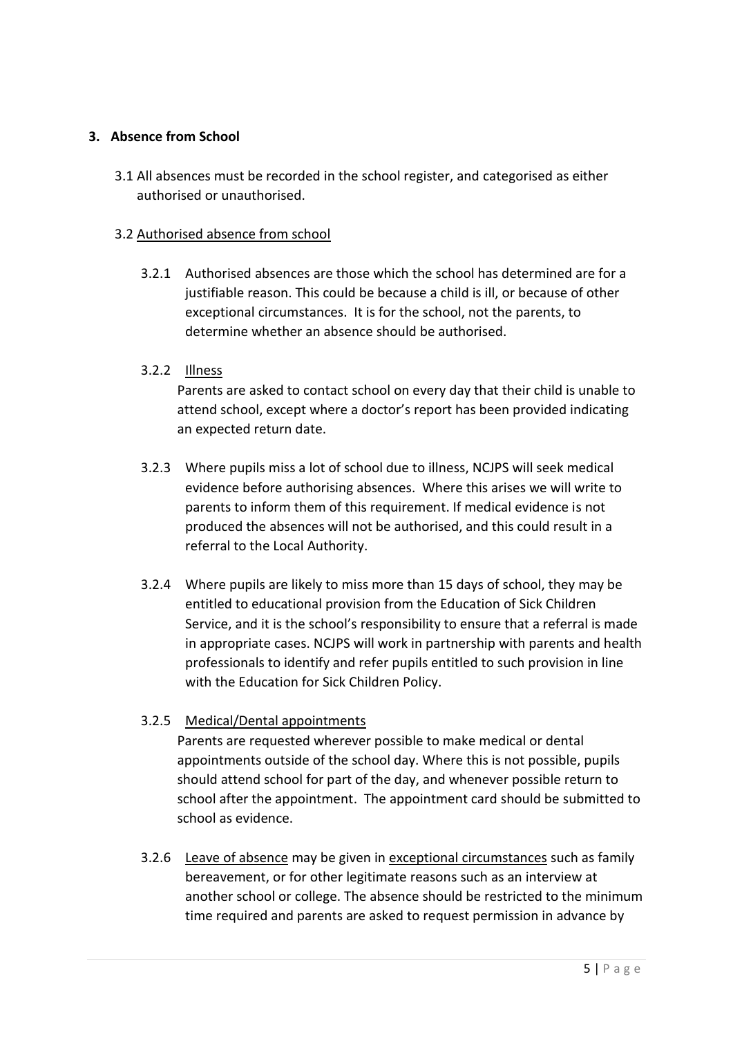## 3. Absence from School

3.1 All absences must be recorded in the school register, and categorised as either authorised or unauthorised.

3.2 <u>Authorised absence from school</u>

3.2.1 Authorised absences are those which the school has determined are for a justifiable reason. This could be because a child is ill, or because of other exceptional circumstances. It is for the school, not the parents, to determine whether an absence should be authorised.

3.2.2 <u>Illness</u>

Parents are asked to contact school on every day that their child is unable to attend school, except where a doctor's report has been provided indicating an expected return date.

3.2.3 Where pupils miss a lot of school due to illness, NCJPS will seek medical evidence before authorising absences. Where this arises we will write to parents to inform them of this requirement. If medical evidence is not produced the absences will not be authorised, and this could result in a referral to the Local Authority.

3.2.4 Where pupils are likely to miss more than 15 days of school, they may be entitled to educational provision from the Education of Sick Children Service, and it is the school's responsibility to ensure that a referral is made in appropriate cases. NCJPS will work in partnership with parents and health professionals to identify and refer pupils entitled to such provision in line with the Education for Sick Children Policy.

3.2.5 <u>Medical/Dental appointments</u>

Parents are requested wherever possible to make medical or dental appointments outside of the school day. Where this is not possible, pupils should attend school for part of the day, and whenever possible return to school after the appointment. The appointment card should be submitted to school as evidence.

3.2.6 <u>Leave of absence</u> may be given in <u>exceptional circumstances</u> such as family bereavement, or for other legitimate reasons such as an interview at another school or college. The absence should be restricted to the minimum time required and parents are asked to request permission in advance by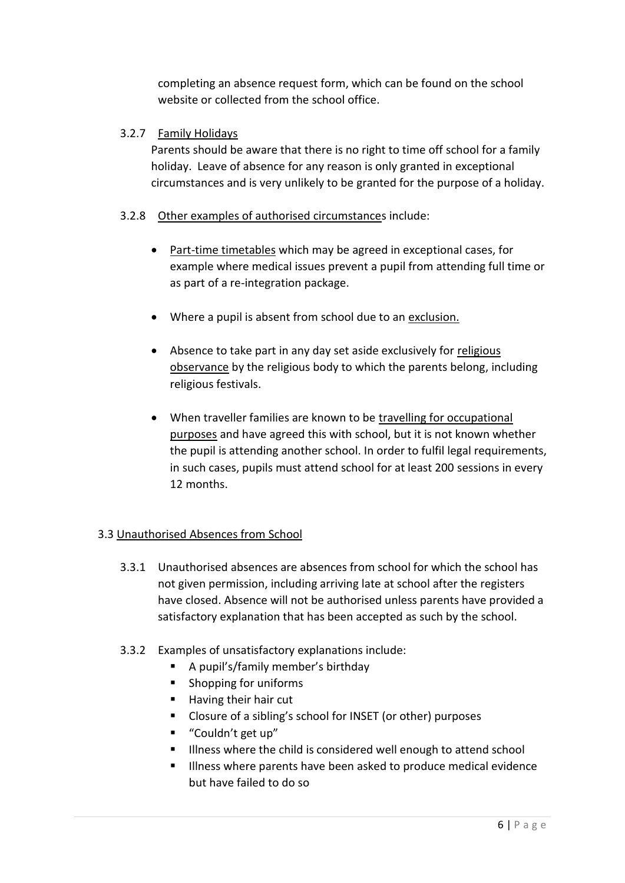completing an absence request form, which can be found on the school website or collected from the school office.

#### 3.2.7 Family Holidays

Parents should be aware that there is no right to time off school for a family holiday. Leave of absence for any reason is only granted in exceptional circumstances and is very unlikely to be granted for the purpose of a holiday.

#### 3.2.8 Other examples of authorised circumstances include:

- Part-time timetables which may be agreed in exceptional cases, for example where medical issues prevent a pupil from attending full time or as part of a re-integration package.
- Where a pupil is absent from school due to an exclusion.
- Absence to take part in any day set aside exclusively for religious observance by the religious body to which the parents belong, including religious festivals.
- When traveller families are known to be travelling for occupational purposes and have agreed this with school, but it is not known whether the pupil is attending another school. In order to fulfil legal requirements, in such cases, pupils must attend school for at least 200 sessions in every 12 months.

### 3.3 Unauthorised Absences from School

3.3.1 Unauthorised absences are absences from school for which the school has not given permission, including arriving late at school after the registers have closed. Absence will not be authorised unless parents have provided a satisfactory explanation that has been accepted as such by the school.

3.3.2 Examples of unsatisfactory explanations include:

- A pupil's/family member's birthday
- Shopping for uniforms
- Having their hair cut
- Closure of a sibling's school for INSET (or other) purposes
- "Couldn't get up"
- Illness where the child is considered well enough to attend school
- Illness where parents have been asked to produce medical evidence but have failed to do so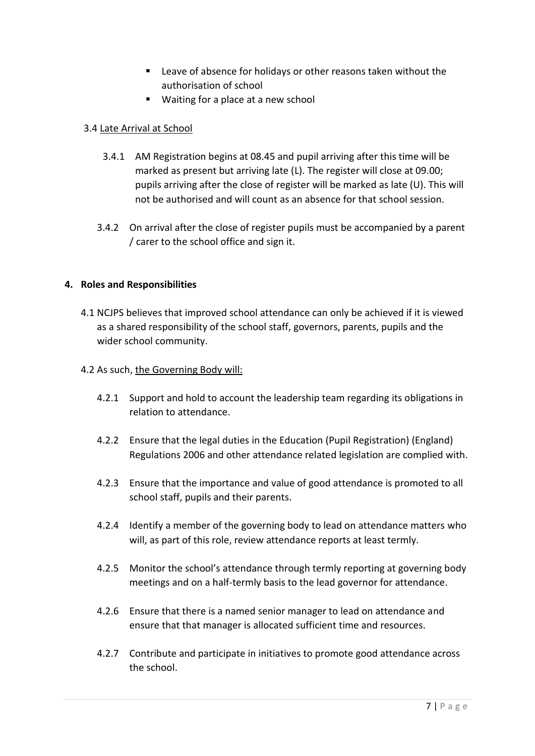- Leave of absence for holidays or other reasons taken without the authorisation of school
- Waiting for a place at a new school

3.4 <u>Late Arrival at School</u>

3.4.1 AM Registration begins at 08.45 and pupil arriving after this time will be marked as present but arriving late (L). The register will close at 09.00; pupils arriving after the close of register will be marked as late (U). This will not be authorised and will count as an absence for that school session.

3.4.2 On arrival after the close of register pupils must be accompanied by a parent / carer to the school office and sign it.

**4. Roles and Responsibilities**

4.1 NCJPS believes that improved school attendance can only be achieved if it is viewed as a shared responsibility of the school staff, governors, parents, pupils and the wider school community.

4.2 As such, <u>the Governing Body will:</u>

4.2.1 Support and hold to account the leadership team regarding its obligations in relation to attendance.

4.2.2 Ensure that the legal duties in the Education (Pupil Registration) (England) Regulations 2006 and other attendance related legislation are complied with.

4.2.3 Ensure that the importance and value of good attendance is promoted to all school staff, pupils and their parents.

4.2.4 Identify a member of the governing body to lead on attendance matters who will, as part of this role, review attendance reports at least termly.

4.2.5 Monitor the school's attendance through termly reporting at governing body meetings and on a half-termly basis to the lead governor for attendance.

4.2.6 Ensure that there is a named senior manager to lead on attendance and ensure that that manager is allocated sufficient time and resources.

4.2.7 Contribute and participate in initiatives to promote good attendance across the school.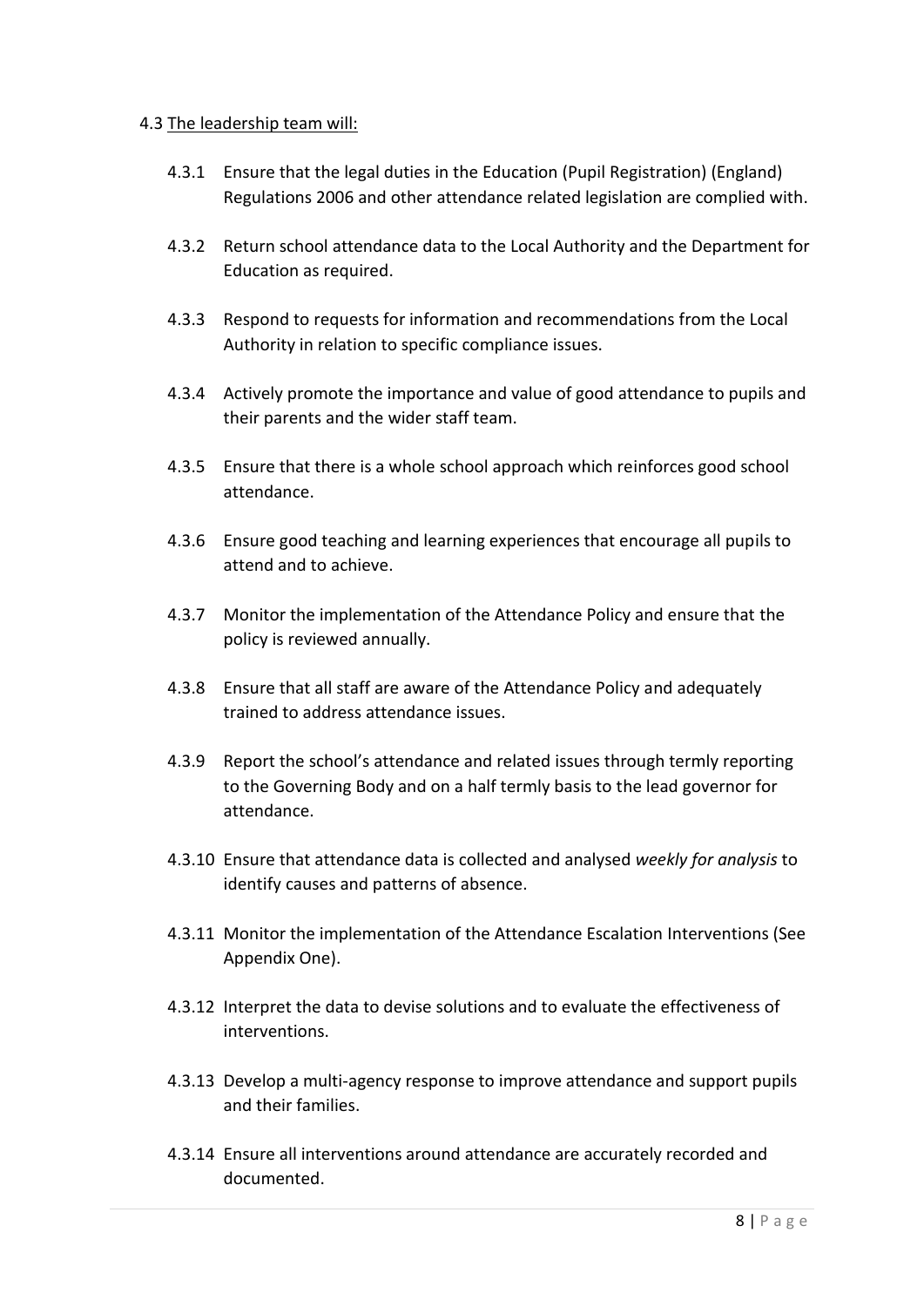4.3 <u>The leadership team will:</u>

4.3.1 Ensure that the legal duties in the Education (Pupil Registration) (England) Regulations 2006 and other attendance related legislation are complied with.

4.3.2 Return school attendance data to the Local Authority and the Department for Education as required.

4.3.3 Respond to requests for information and recommendations from the Local Authority in relation to specific compliance issues.

4.3.4 Actively promote the importance and value of good attendance to pupils and their parents and the wider staff team.

4.3.5 Ensure that there is a whole school approach which reinforces good school attendance.

4.3.6 Ensure good teaching and learning experiences that encourage all pupils to attend and to achieve.

4.3.7 Monitor the implementation of the Attendance Policy and ensure that the policy is reviewed annually.

4.3.8 Ensure that all staff are aware of the Attendance Policy and adequately trained to address attendance issues.

4.3.9 Report the school's attendance and related issues through termly reporting to the Governing Body and on a half termly basis to the lead governor for attendance.

4.3.10 Ensure that attendance data is collected and analysed *weekly for analysis* to identify causes and patterns of absence.

4.3.11 Monitor the implementation of the Attendance Escalation Interventions (See Appendix One).

4.3.12 Interpret the data to devise solutions and to evaluate the effectiveness of interventions.

4.3.13 Develop a multi-agency response to improve attendance and support pupils and their families.

4.3.14 Ensure all interventions around attendance are accurately recorded and documented.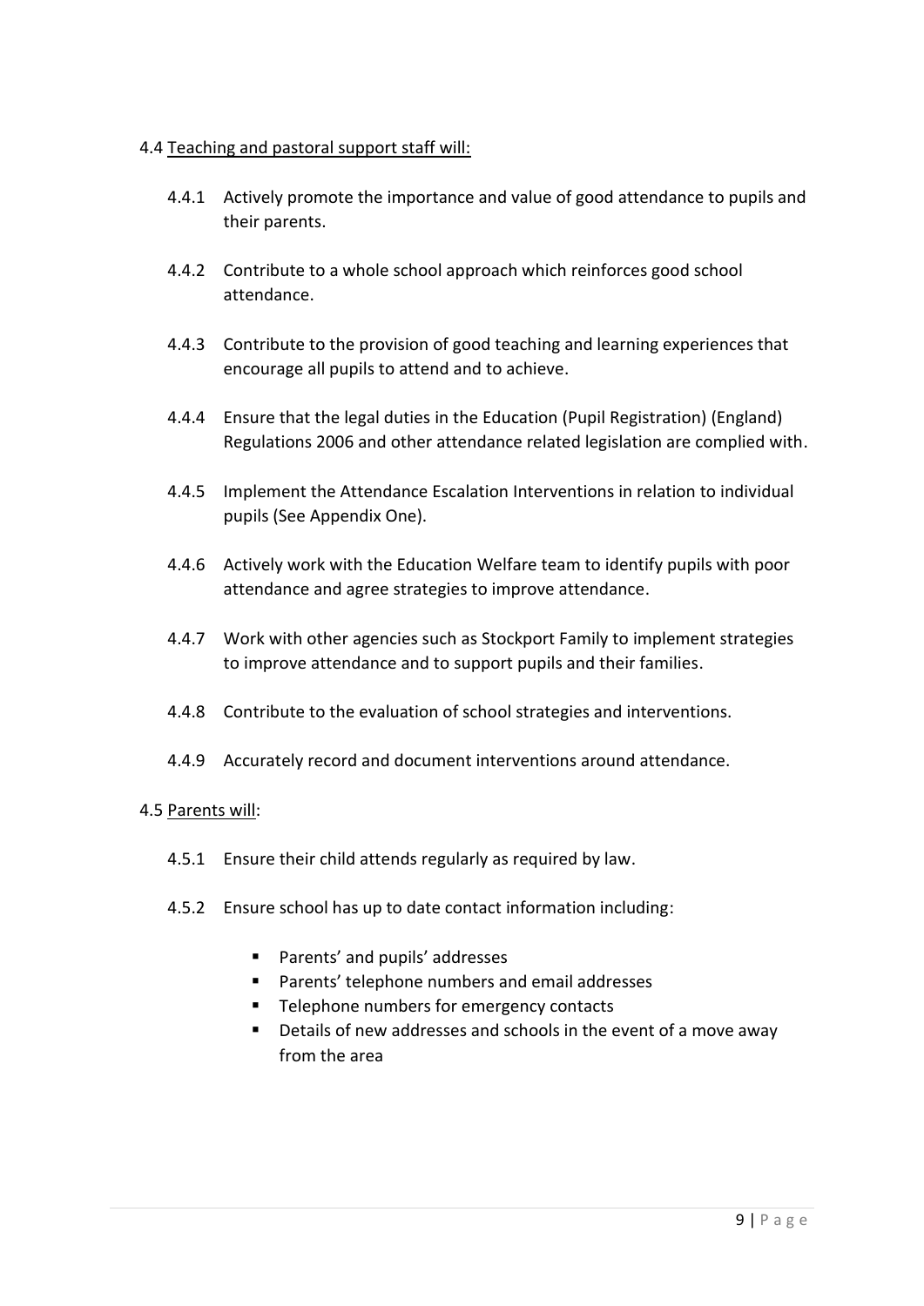4.4 Teaching and pastoral support staff will:

4.4.1 Actively promote the importance and value of good attendance to pupils and their parents.

4.4.2 Contribute to a whole school approach which reinforces good school attendance.

4.4.3 Contribute to the provision of good teaching and learning experiences that encourage all pupils to attend and to achieve.

4.4.4 Ensure that the legal duties in the Education (Pupil Registration) (England) Regulations 2006 and other attendance related legislation are complied with.

4.4.5 Implement the Attendance Escalation Interventions in relation to individual pupils (See Appendix One).

4.4.6 Actively work with the Education Welfare team to identify pupils with poor attendance and agree strategies to improve attendance.

4.4.7 Work with other agencies such as Stockport Family to implement strategies to improve attendance and to support pupils and their families.

4.4.8 Contribute to the evaluation of school strategies and interventions.

4.4.9 Accurately record and document interventions around attendance.

4.5 Parents will:

4.5.1 Ensure their child attends regularly as required by law.

4.5.2 Ensure school has up to date contact information including:

- Parents' and pupils' addresses
- Parents' telephone numbers and email addresses
- Telephone numbers for emergency contacts
- Details of new addresses and schools in the event of a move away from the area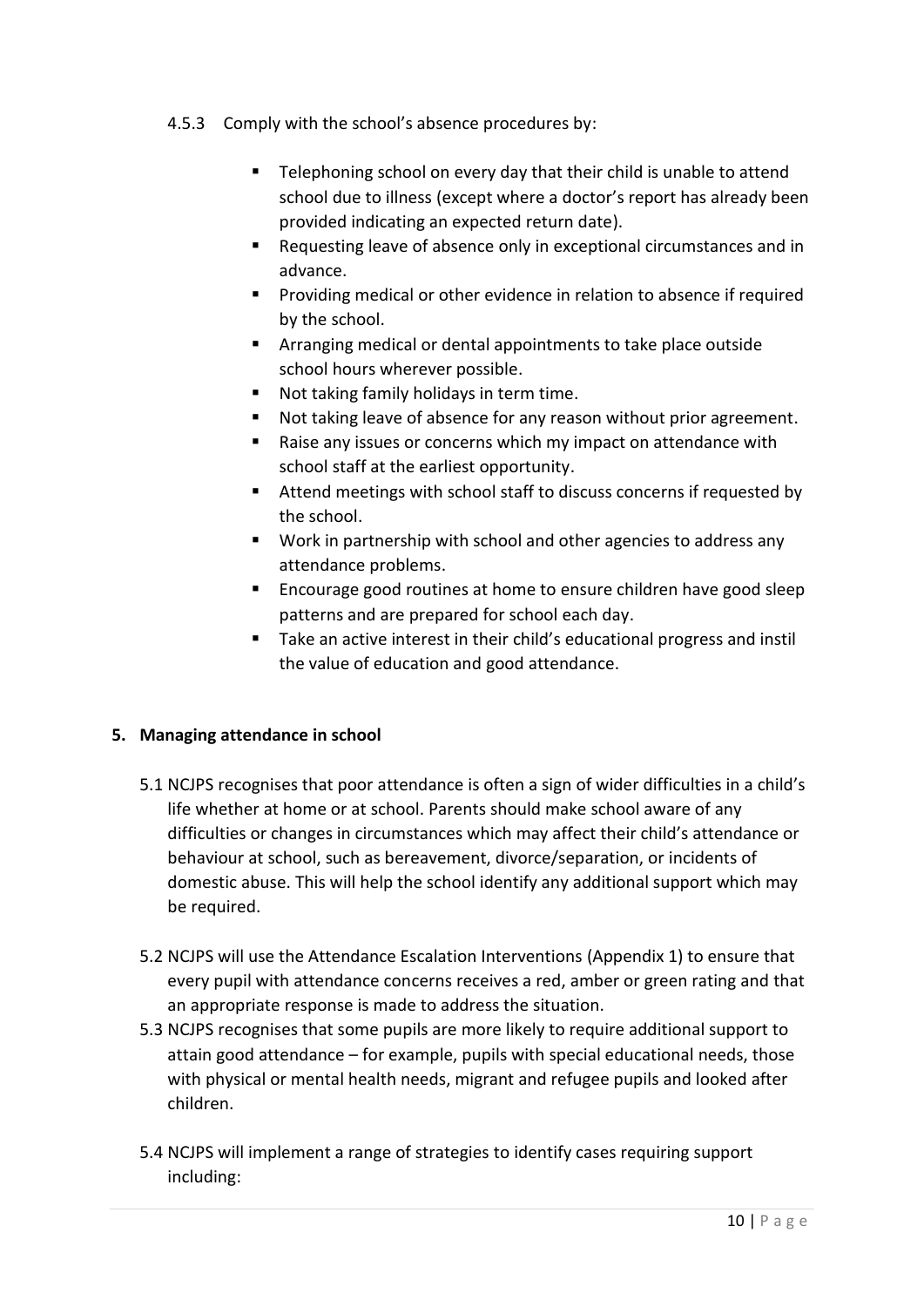4.5.3 Comply with the school's absence procedures by:

- Telephoning school on every day that their child is unable to attend school due to illness (except where a doctor's report has already been provided indicating an expected return date).
- Requesting leave of absence only in exceptional circumstances and in advance.
- Providing medical or other evidence in relation to absence if required by the school.
- Arranging medical or dental appointments to take place outside school hours wherever possible.
- Not taking family holidays in term time.
- Not taking leave of absence for any reason without prior agreement.
- Raise any issues or concerns which my impact on attendance with school staff at the earliest opportunity.
- Attend meetings with school staff to discuss concerns if requested by the school.
- Work in partnership with school and other agencies to address any attendance problems.
- Encourage good routines at home to ensure children have good sleep patterns and are prepared for school each day.
- Take an active interest in their child's educational progress and instil the value of education and good attendance.

## 5. Managing attendance in school

5.1 NCJPS recognises that poor attendance is often a sign of wider difficulties in a child's life whether at home or at school. Parents should make school aware of any difficulties or changes in circumstances which may affect their child's attendance or behaviour at school, such as bereavement, divorce/separation, or incidents of domestic abuse. This will help the school identify any additional support which may be required.

5.2 NCJPS will use the Attendance Escalation Interventions (Appendix 1) to ensure that every pupil with attendance concerns receives a red, amber or green rating and that an appropriate response is made to address the situation.

5.3 NCJPS recognises that some pupils are more likely to require additional support to attain good attendance – for example, pupils with special educational needs, those with physical or mental health needs, migrant and refugee pupils and looked after children.

5.4 NCJPS will implement a range of strategies to identify cases requiring support including: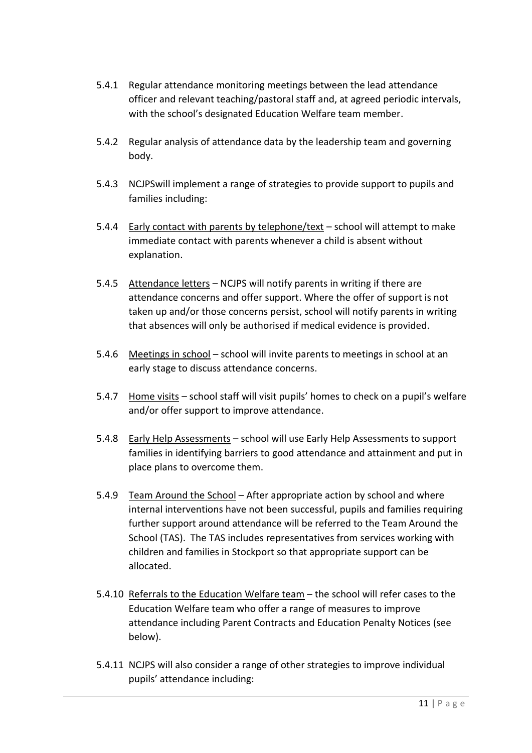5.4.1 Regular attendance monitoring meetings between the lead attendance officer and relevant teaching/pastoral staff and, at agreed periodic intervals, with the school's designated Education Welfare team member.

5.4.2 Regular analysis of attendance data by the leadership team and governing body.

5.4.3 NCJPSwill implement a range of strategies to provide support to pupils and families including:

5.4.4 <u>Early contact with parents by telephone/text</u> – school will attempt to make immediate contact with parents whenever a child is absent without explanation.

5.4.5 <u>Attendance letters</u> – NCJPS will notify parents in writing if there are attendance concerns and offer support. Where the offer of support is not taken up and/or those concerns persist, school will notify parents in writing that absences will only be authorised if medical evidence is provided.

5.4.6 <u>Meetings in school</u> – school will invite parents to meetings in school at an early stage to discuss attendance concerns.

5.4.7 <u>Home visits</u> – school staff will visit pupils' homes to check on a pupil's welfare and/or offer support to improve attendance.

5.4.8 <u>Early Help Assessments</u> – school will use Early Help Assessments to support families in identifying barriers to good attendance and attainment and put in place plans to overcome them.

5.4.9 <u>Team Around the School</u> – After appropriate action by school and where internal interventions have not been successful, pupils and families requiring further support around attendance will be referred to the Team Around the School (TAS). The TAS includes representatives from services working with children and families in Stockport so that appropriate support can be allocated.

5.4.10 <u>Referrals to the Education Welfare team</u> – the school will refer cases to the Education Welfare team who offer a range of measures to improve attendance including Parent Contracts and Education Penalty Notices (see below).

5.4.11 NCJPS will also consider a range of other strategies to improve individual pupils' attendance including: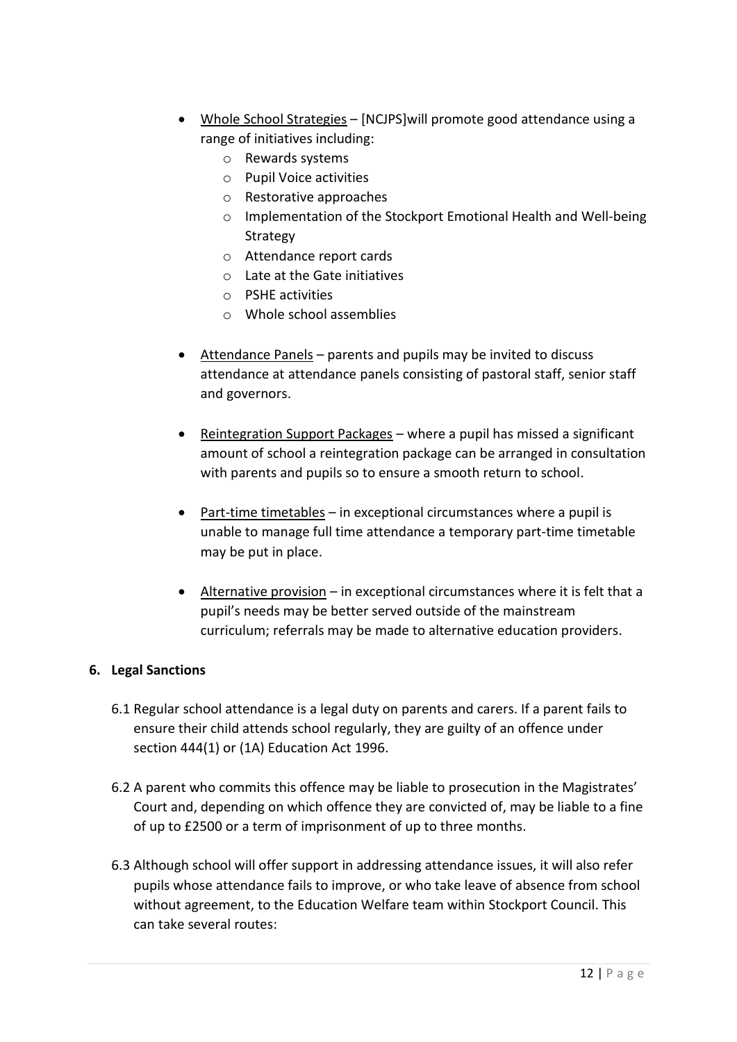- <u>Whole School Strategies</u> – [NCJPS]will promote good attendance using a range of initiatives including:
    - Rewards systems
    - Pupil Voice activities
    - Restorative approaches
    - Implementation of the Stockport Emotional Health and Well-being Strategy
    - Attendance report cards
    - Late at the Gate initiatives
    - PSHE activities
    - Whole school assemblies

- <u>Attendance Panels</u> – parents and pupils may be invited to discuss attendance at attendance panels consisting of pastoral staff, senior staff and governors.

- <u>Reintegration Support Packages</u> – where a pupil has missed a significant amount of school a reintegration package can be arranged in consultation with parents and pupils so to ensure a smooth return to school.

- <u>Part-time timetables</u> – in exceptional circumstances where a pupil is unable to manage full time attendance a temporary part-time timetable may be put in place.

- <u>Alternative provision</u> – in exceptional circumstances where it is felt that a pupil's needs may be better served outside of the mainstream curriculum; referrals may be made to alternative education providers.

**6. Legal Sanctions**

6.1 Regular school attendance is a legal duty on parents and carers. If a parent fails to ensure their child attends school regularly, they are guilty of an offence under section 444(1) or (1A) Education Act 1996.

6.2 A parent who commits this offence may be liable to prosecution in the Magistrates' Court and, depending on which offence they are convicted of, may be liable to a fine of up to £2500 or a term of imprisonment of up to three months.

6.3 Although school will offer support in addressing attendance issues, it will also refer pupils whose attendance fails to improve, or who take leave of absence from school without agreement, to the Education Welfare team within Stockport Council. This can take several routes: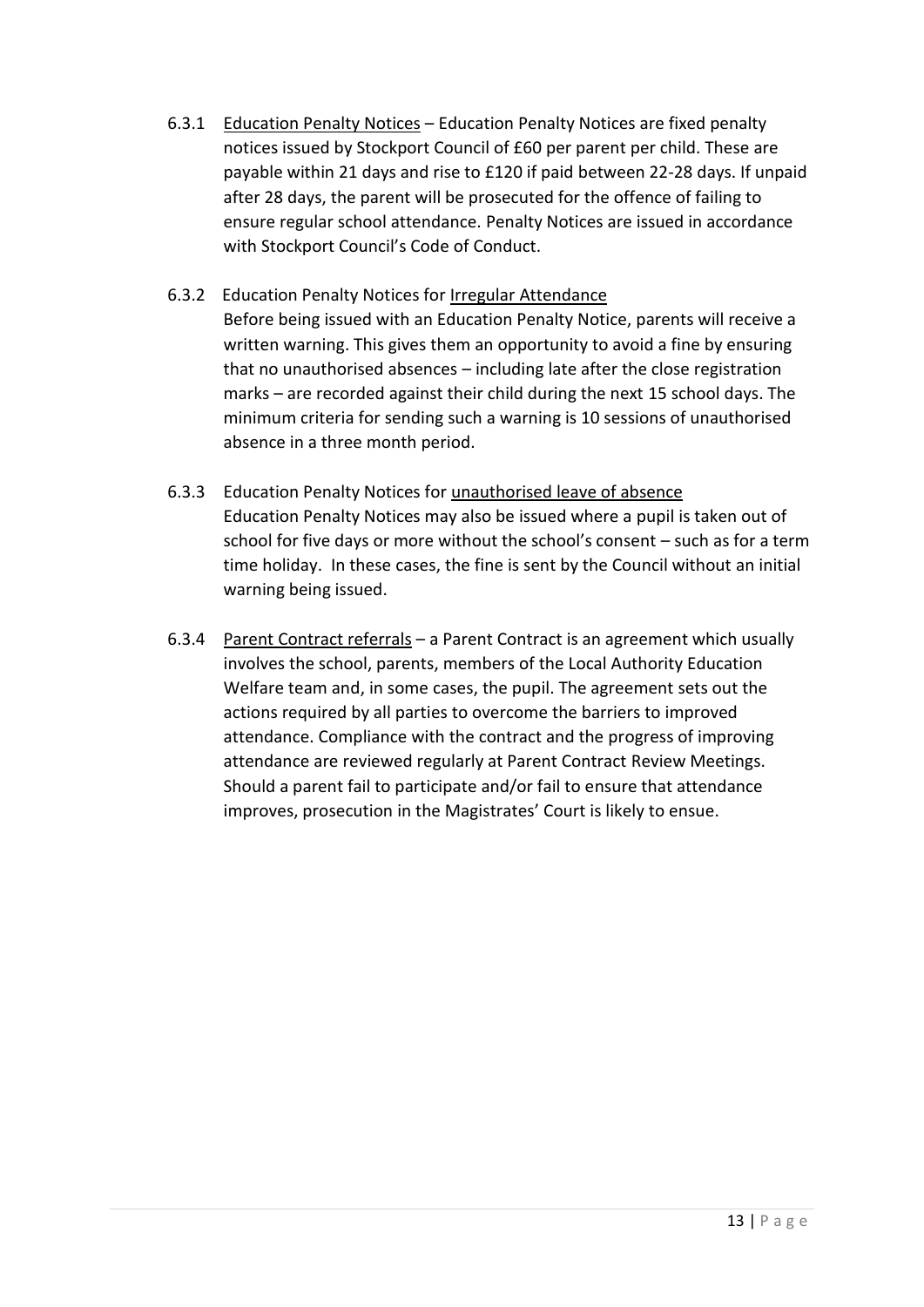6.3.1 Education Penalty Notices – Education Penalty Notices are fixed penalty notices issued by Stockport Council of £60 per parent per child. These are payable within 21 days and rise to £120 if paid between 22-28 days. If unpaid after 28 days, the parent will be prosecuted for the offence of failing to ensure regular school attendance. Penalty Notices are issued in accordance with Stockport Council's Code of Conduct.

6.3.2 Education Penalty Notices for Irregular Attendance
Before being issued with an Education Penalty Notice, parents will receive a written warning. This gives them an opportunity to avoid a fine by ensuring that no unauthorised absences – including late after the close registration marks – are recorded against their child during the next 15 school days. The minimum criteria for sending such a warning is 10 sessions of unauthorised absence in a three month period.

6.3.3 Education Penalty Notices for unauthorised leave of absence
Education Penalty Notices may also be issued where a pupil is taken out of school for five days or more without the school's consent – such as for a term time holiday. In these cases, the fine is sent by the Council without an initial warning being issued.

6.3.4 Parent Contract referrals – a Parent Contract is an agreement which usually involves the school, parents, members of the Local Authority Education Welfare team and, in some cases, the pupil. The agreement sets out the actions required by all parties to overcome the barriers to improved attendance. Compliance with the contract and the progress of improving attendance are reviewed regularly at Parent Contract Review Meetings. Should a parent fail to participate and/or fail to ensure that attendance improves, prosecution in the Magistrates' Court is likely to ensue.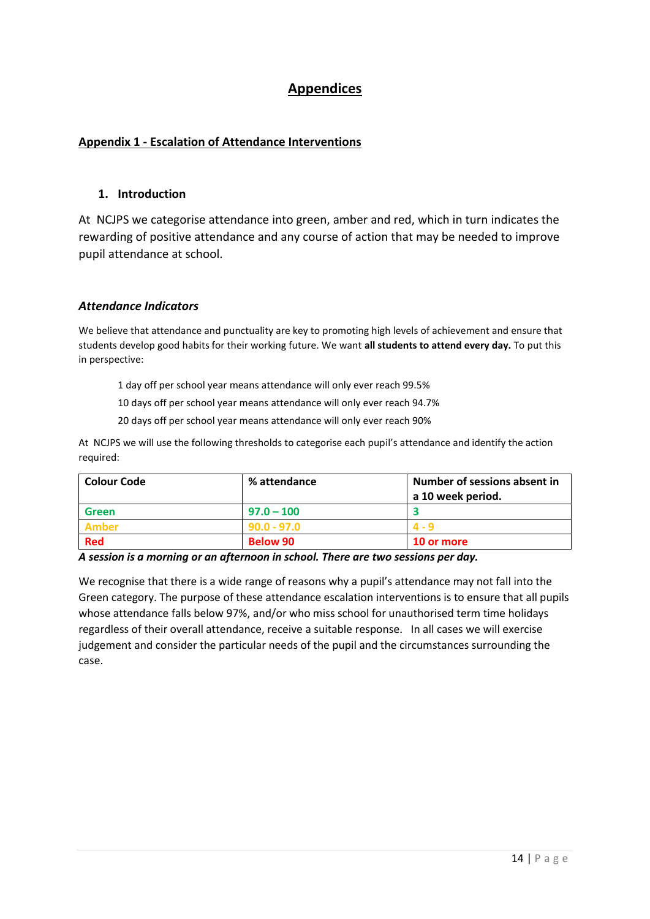# Appendices

## Appendix 1 - Escalation of Attendance Interventions

### 1. Introduction

At NCJPS we categorise attendance into green, amber and red, which in turn indicates the rewarding of positive attendance and any course of action that may be needed to improve pupil attendance at school.

### *Attendance Indicators*

We believe that attendance and punctuality are key to promoting high levels of achievement and ensure that students develop good habits for their working future. We want **all students to attend every day.** To put this in perspective:

1 day off per school year means attendance will only ever reach 99.5%

10 days off per school year means attendance will only ever reach 94.7%

20 days off per school year means attendance will only ever reach 90%

At NCJPS we will use the following thresholds to categorise each pupil's attendance and identify the action required:

| Colour Code | % attendance | Number of sessions absent in a 10 week period. |
|---|---|---|
| **Green** | **97.0 – 100** | **3** |
| **Amber** | **90.0 - 97.0** | **4 - 9** |
| **Red** | **Below 90** | **10 or more** |

***A session is a morning or an afternoon in school. There are two sessions per day.***

We recognise that there is a wide range of reasons why a pupil's attendance may not fall into the Green category. The purpose of these attendance escalation interventions is to ensure that all pupils whose attendance falls below 97%, and/or who miss school for unauthorised term time holidays regardless of their overall attendance, receive a suitable response. In all cases we will exercise judgement and consider the particular needs of the pupil and the circumstances surrounding the case.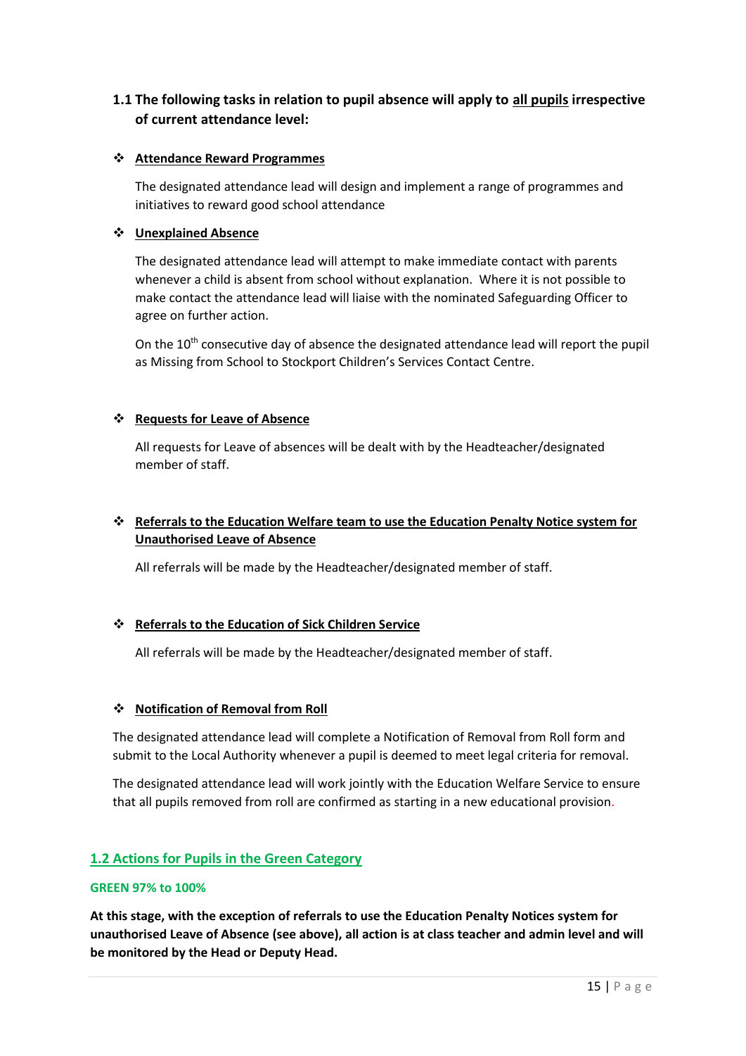### 1.1 The following tasks in relation to pupil absence will apply to <u>all pupils</u> irrespective of current attendance level:

- **<u>Attendance Reward Programmes</u>**

  The designated attendance lead will design and implement a range of programmes and initiatives to reward good school attendance

- **<u>Unexplained Absence</u>**

  The designated attendance lead will attempt to make immediate contact with parents whenever a child is absent from school without explanation. Where it is not possible to make contact the attendance lead will liaise with the nominated Safeguarding Officer to agree on further action.

  On the 10th consecutive day of absence the designated attendance lead will report the pupil as Missing from School to Stockport Children's Services Contact Centre.

- **<u>Requests for Leave of Absence</u>**

  All requests for Leave of absences will be dealt with by the Headteacher/designated member of staff.

- **<u>Referrals to the Education Welfare team to use the Education Penalty Notice system for Unauthorised Leave of Absence</u>**

  All referrals will be made by the Headteacher/designated member of staff.

- **<u>Referrals to the Education of Sick Children Service</u>**

  All referrals will be made by the Headteacher/designated member of staff.

- **<u>Notification of Removal from Roll</u>**

The designated attendance lead will complete a Notification of Removal from Roll form and submit to the Local Authority whenever a pupil is deemed to meet legal criteria for removal.

The designated attendance lead will work jointly with the Education Welfare Service to ensure that all pupils removed from roll are confirmed as starting in a new educational provision.

### <u>1.2 Actions for Pupils in the Green Category</u>

**GREEN 97% to 100%**

**At this stage, with the exception of referrals to use the Education Penalty Notices system for unauthorised Leave of Absence (see above), all action is at class teacher and admin level and will be monitored by the Head or Deputy Head.**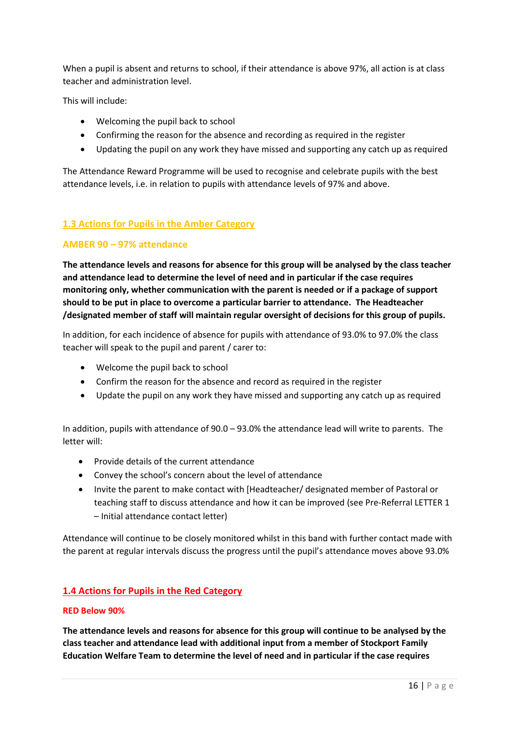When a pupil is absent and returns to school, if their attendance is above 97%, all action is at class teacher and administration level.

This will include:

- Welcoming the pupil back to school
- Confirming the reason for the absence and recording as required in the register
- Updating the pupil on any work they have missed and supporting any catch up as required

The Attendance Reward Programme will be used to recognise and celebrate pupils with the best attendance levels, i.e. in relation to pupils with attendance levels of 97% and above.

## 1.3 Actions for Pupils in the Amber Category

### AMBER 90 – 97% attendance

**The attendance levels and reasons for absence for this group will be analysed by the class teacher and attendance lead to determine the level of need and in particular if the case requires monitoring only, whether communication with the parent is needed or if a package of support should to be put in place to overcome a particular barrier to attendance. The Headteacher /designated member of staff will maintain regular oversight of decisions for this group of pupils.**

In addition, for each incidence of absence for pupils with attendance of 93.0% to 97.0% the class teacher will speak to the pupil and parent / carer to:

- Welcome the pupil back to school
- Confirm the reason for the absence and record as required in the register
- Update the pupil on any work they have missed and supporting any catch up as required

In addition, pupils with attendance of 90.0 – 93.0% the attendance lead will write to parents. The letter will:

- Provide details of the current attendance
- Convey the school's concern about the level of attendance
- Invite the parent to make contact with [Headteacher/ designated member of Pastoral or teaching staff to discuss attendance and how it can be improved (see Pre-Referral LETTER 1 – Initial attendance contact letter)

Attendance will continue to be closely monitored whilst in this band with further contact made with the parent at regular intervals discuss the progress until the pupil's attendance moves above 93.0%

## 1.4 Actions for Pupils in the Red Category

### RED Below 90%

**The attendance levels and reasons for absence for this group will continue to be analysed by the class teacher and attendance lead with additional input from a member of Stockport Family Education Welfare Team to determine the level of need and in particular if the case requires**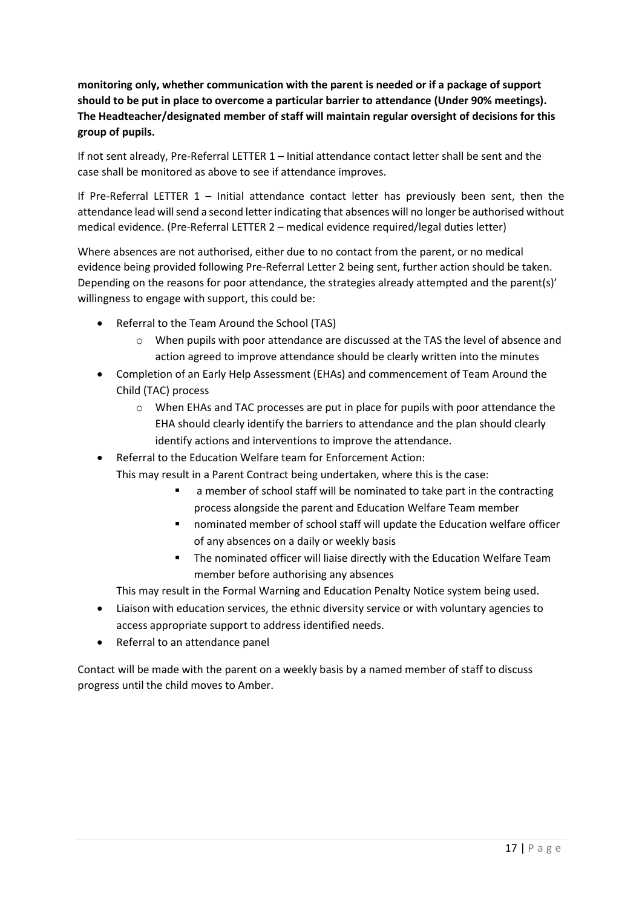**monitoring only, whether communication with the parent is needed or if a package of support should to be put in place to overcome a particular barrier to attendance (Under 90% meetings). The Headteacher/designated member of staff will maintain regular oversight of decisions for this group of pupils.**

If not sent already, Pre-Referral LETTER 1 – Initial attendance contact letter shall be sent and the case shall be monitored as above to see if attendance improves.

If Pre-Referral LETTER 1 – Initial attendance contact letter has previously been sent, then the attendance lead will send a second letter indicating that absences will no longer be authorised without medical evidence. (Pre-Referral LETTER 2 – medical evidence required/legal duties letter)

Where absences are not authorised, either due to no contact from the parent, or no medical evidence being provided following Pre-Referral Letter 2 being sent, further action should be taken. Depending on the reasons for poor attendance, the strategies already attempted and the parent(s)' willingness to engage with support, this could be:

- Referral to the Team Around the School (TAS)
  - When pupils with poor attendance are discussed at the TAS the level of absence and action agreed to improve attendance should be clearly written into the minutes
- Completion of an Early Help Assessment (EHAs) and commencement of Team Around the Child (TAC) process
  - When EHAs and TAC processes are put in place for pupils with poor attendance the EHA should clearly identify the barriers to attendance and the plan should clearly identify actions and interventions to improve the attendance.
- Referral to the Education Welfare team for Enforcement Action:
  This may result in a Parent Contract being undertaken, where this is the case:
    - a member of school staff will be nominated to take part in the contracting process alongside the parent and Education Welfare Team member
    - nominated member of school staff will update the Education welfare officer of any absences on a daily or weekly basis
    - The nominated officer will liaise directly with the Education Welfare Team member before authorising any absences

  This may result in the Formal Warning and Education Penalty Notice system being used.
- Liaison with education services, the ethnic diversity service or with voluntary agencies to access appropriate support to address identified needs.
- Referral to an attendance panel

Contact will be made with the parent on a weekly basis by a named member of staff to discuss progress until the child moves to Amber.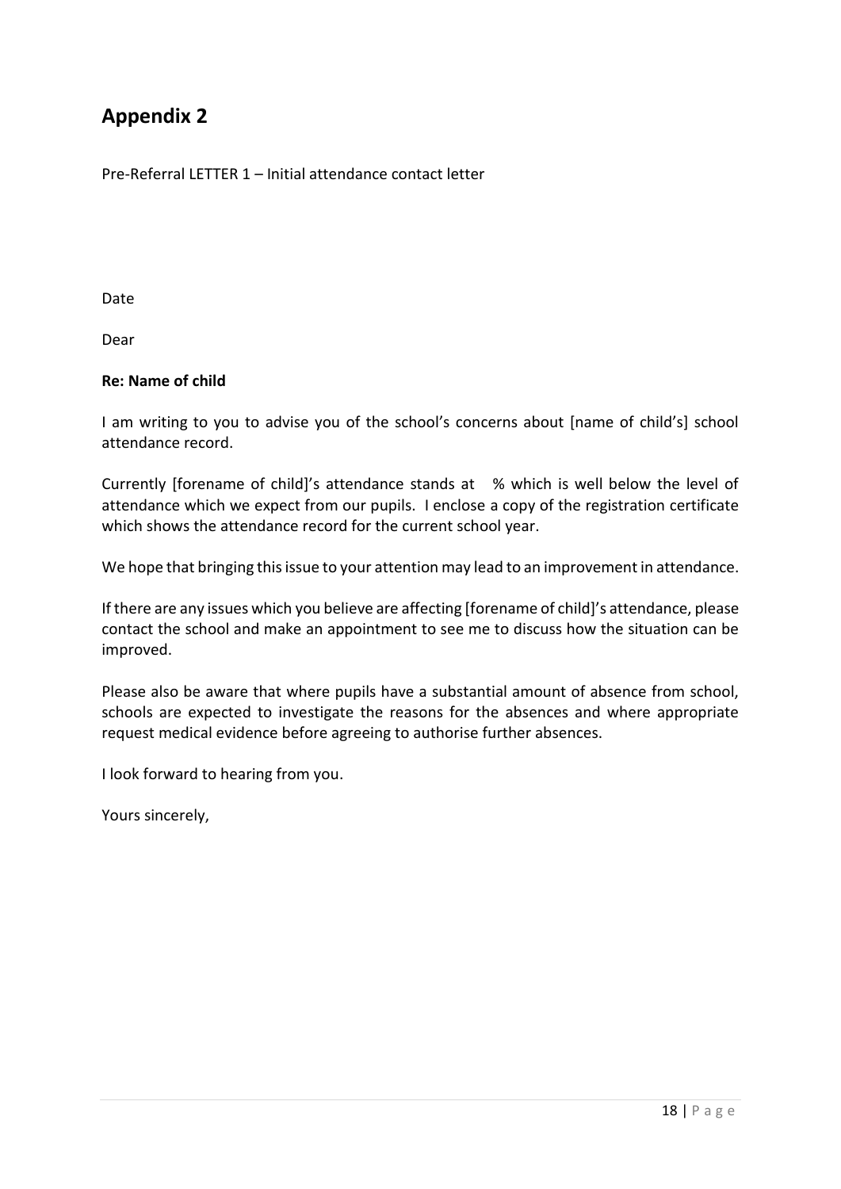## Appendix 2

Pre-Referral LETTER 1 – Initial attendance contact letter

Date

Dear

**Re: Name of child**

I am writing to you to advise you of the school's concerns about [name of child's] school attendance record.

Currently [forename of child]'s attendance stands at % which is well below the level of attendance which we expect from our pupils. I enclose a copy of the registration certificate which shows the attendance record for the current school year.

We hope that bringing this issue to your attention may lead to an improvement in attendance.

If there are any issues which you believe are affecting [forename of child]'s attendance, please contact the school and make an appointment to see me to discuss how the situation can be improved.

Please also be aware that where pupils have a substantial amount of absence from school, schools are expected to investigate the reasons for the absences and where appropriate request medical evidence before agreeing to authorise further absences.

I look forward to hearing from you.

Yours sincerely,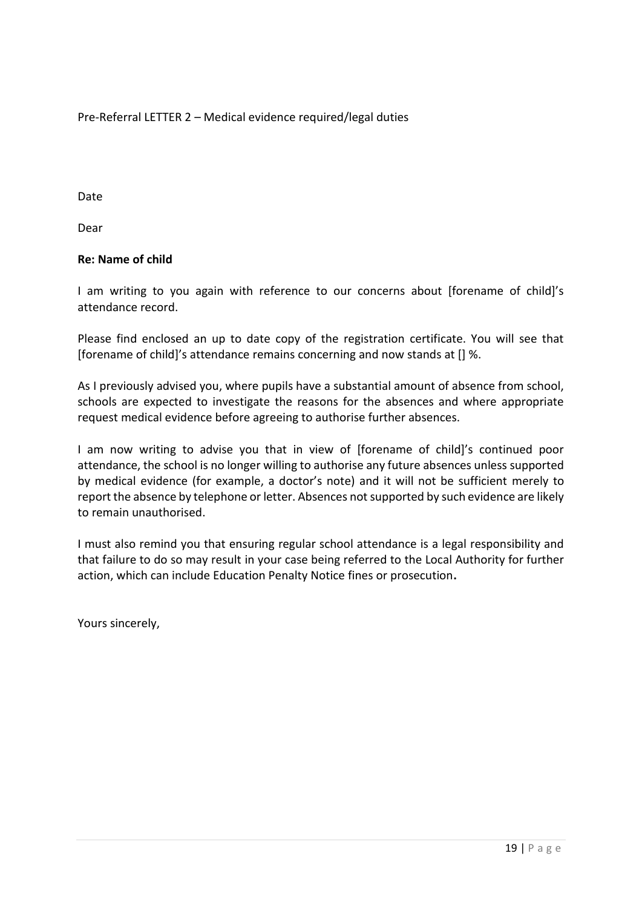Pre-Referral LETTER 2 – Medical evidence required/legal duties

Date

Dear

**Re: Name of child**

I am writing to you again with reference to our concerns about [forename of child]'s attendance record.

Please find enclosed an up to date copy of the registration certificate. You will see that [forename of child]'s attendance remains concerning and now stands at [] %.

As I previously advised you, where pupils have a substantial amount of absence from school, schools are expected to investigate the reasons for the absences and where appropriate request medical evidence before agreeing to authorise further absences.

I am now writing to advise you that in view of [forename of child]'s continued poor attendance, the school is no longer willing to authorise any future absences unless supported by medical evidence (for example, a doctor's note) and it will not be sufficient merely to report the absence by telephone or letter. Absences not supported by such evidence are likely to remain unauthorised.

I must also remind you that ensuring regular school attendance is a legal responsibility and that failure to do so may result in your case being referred to the Local Authority for further action, which can include Education Penalty Notice fines or prosecution**.**

Yours sincerely,